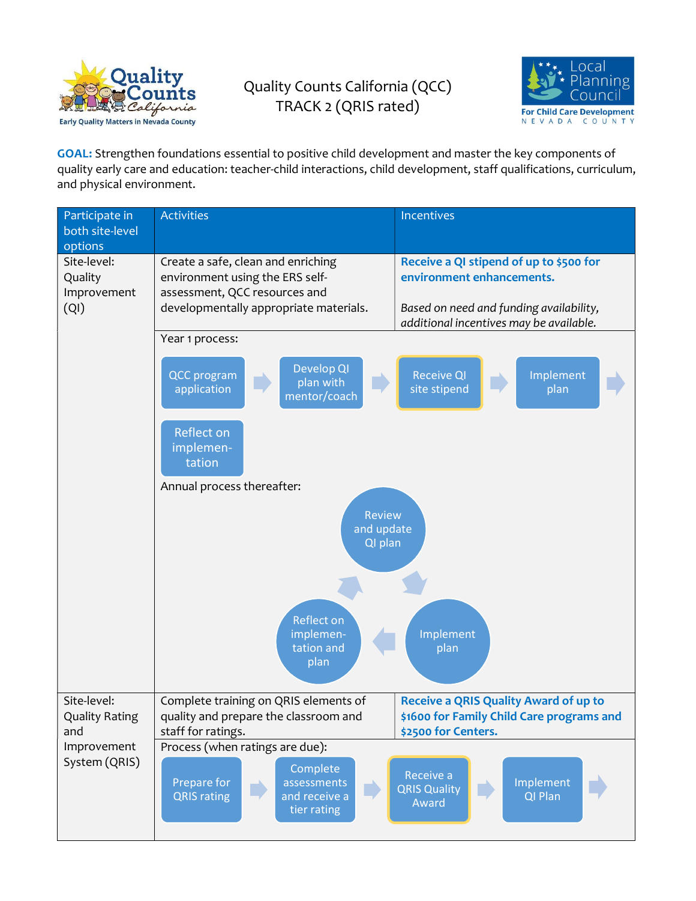# Quality Counts California (QCC)
## TRACK 2 (QRIS rated)

**GOAL:** Strengthen foundations essential to positive child development and master the key components of quality early care and education: teacher-child interactions, child development, staff qualifications, curriculum, and physical environment.

| Participate in both site-level options | Activities | Incentives |
|---|---|---|
| Site-level: Quality Improvement (QI) | Create a safe, clean and enriching environment using the ERS self-assessment, QCC resources and developmentally appropriate materials. | **Receive a QI stipend of up to $500 for environment enhancements.**<br><br>*Based on need and funding availability, additional incentives may be available.* |
| | Year 1 process:<br>QCC program application → Develop QI plan with mentor/coach → Receive QI site stipend → Implement plan → Reflect on implementation<br><br>Annual process thereafter:<br>Review and update QI plan → Implement plan → Reflect on implementation and plan → (back to Review and update QI plan) | |
| Site-level: Quality Rating and Improvement System (QRIS) | Complete training on QRIS elements of quality and prepare the classroom and staff for ratings. | **Receive a QRIS Quality Award of up to $1600 for Family Child Care programs and $2500 for Centers.** |
| | Process (when ratings are due):<br>Prepare for QRIS rating → Complete assessments and receive a tier rating → Receive a QRIS Quality Award → Implement QI Plan → | |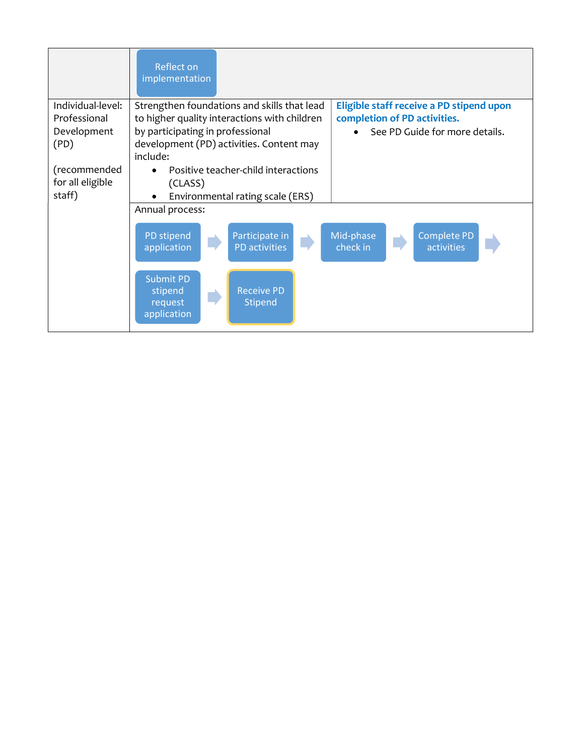| | | |
|---|---|---|
| | Reflect on implementation | |
| Individual-level: Professional Development (PD)<br><br>(recommended for all eligible staff) | Strengthen foundations and skills that lead to higher quality interactions with children by participating in professional development (PD) activities. Content may include:<br>• Positive teacher-child interactions (CLASS)<br>• Environmental rating scale (ERS) | **Eligible staff receive a PD stipend upon completion of PD activities.**<br>• See PD Guide for more details. |
| | Annual process:<br>PD stipend application → Participate in PD activities → Mid-phase check in → Complete PD activities → Submit PD stipend request application → Receive PD Stipend | |